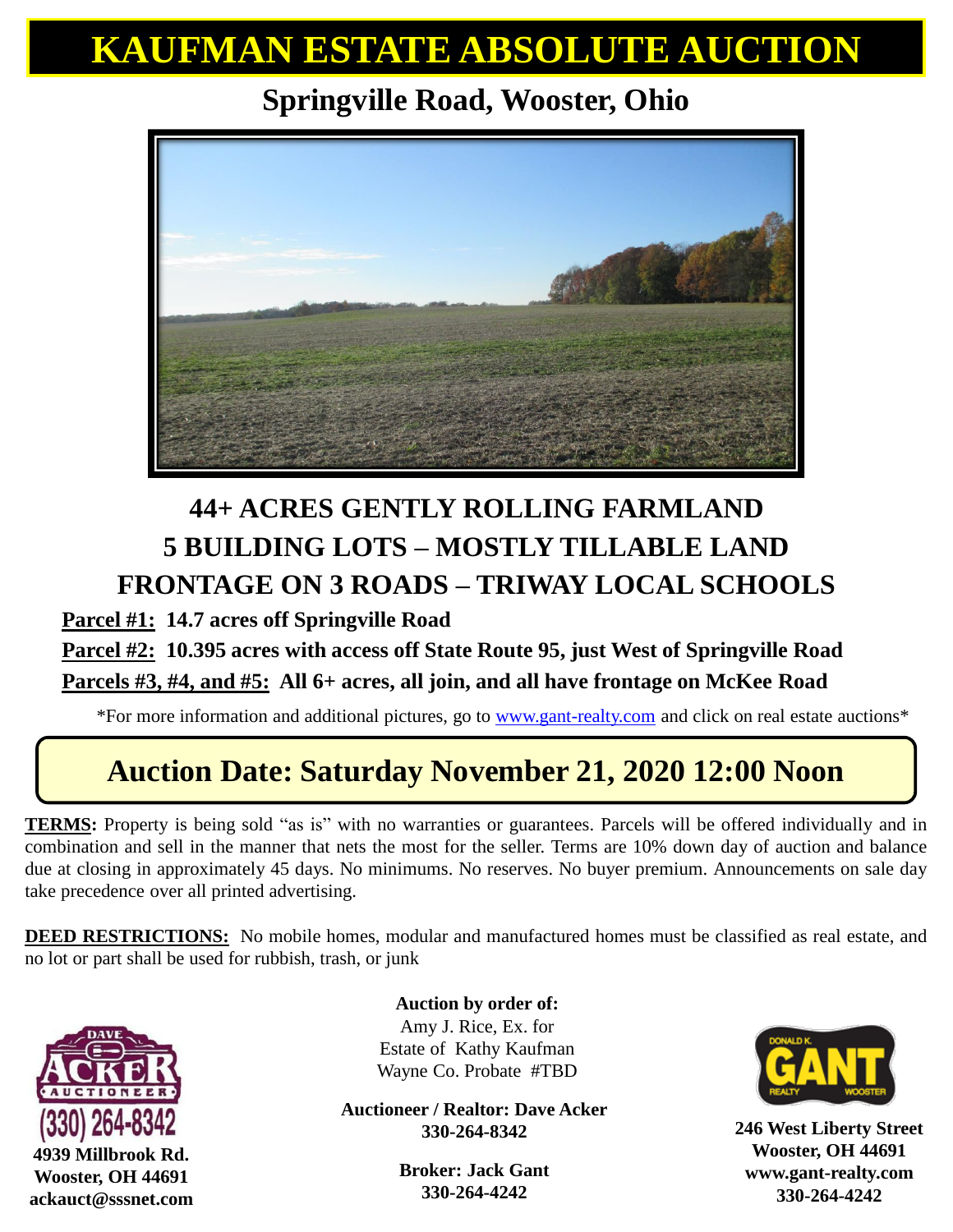# KAUFMAN ESTATE ABSOLUTE AUCTION

## Springville Road, Wooster, Ohio

## 44+ ACRES GENTLY ROLLING FARMLAND
## 5 BUILDING LOTS – MOSTLY TILLABLE LAND
## FRONTAGE ON 3 ROADS – TRIWAY LOCAL SCHOOLS

**Parcel #1:** **14.7 acres off Springville Road**

**Parcel #2:** **10.395 acres with access off State Route 95, just West of Springville Road**

**Parcels #3, #4, and #5:** **All 6+ acres, all join, and all have frontage on McKee Road**

*For more information and additional pictures, go to [www.gant-realty.com](http://www.gant-realty.com) and click on real estate auctions*

## Auction Date: Saturday November 21, 2020 12:00 Noon

**TERMS:** Property is being sold "as is" with no warranties or guarantees. Parcels will be offered individually and in combination and sell in the manner that nets the most for the seller. Terms are 10% down day of auction and balance due at closing in approximately 45 days. No minimums. No reserves. No buyer premium. Announcements on sale day take precedence over all printed advertising.

**DEED RESTRICTIONS:** No mobile homes, modular and manufactured homes must be classified as real estate, and no lot or part shall be used for rubbish, trash, or junk

**Auction by order of:**
Amy J. Rice, Ex. for
Estate of Kathy Kaufman
Wayne Co. Probate #TBD

**Auctioneer / Realtor: Dave Acker**
**330-264-8342**

**Broker: Jack Gant**
**330-264-4242**

DAVE ACKER AUCTIONEER
(330) 264-8342
**4939 Millbrook Rd.**
**Wooster, OH 44691**
**ackauct@sssnet.com**

DONALD K. GANT REALTY WOOSTER
**246 West Liberty Street**
**Wooster, OH 44691**
**www.gant-realty.com**
**330-264-4242**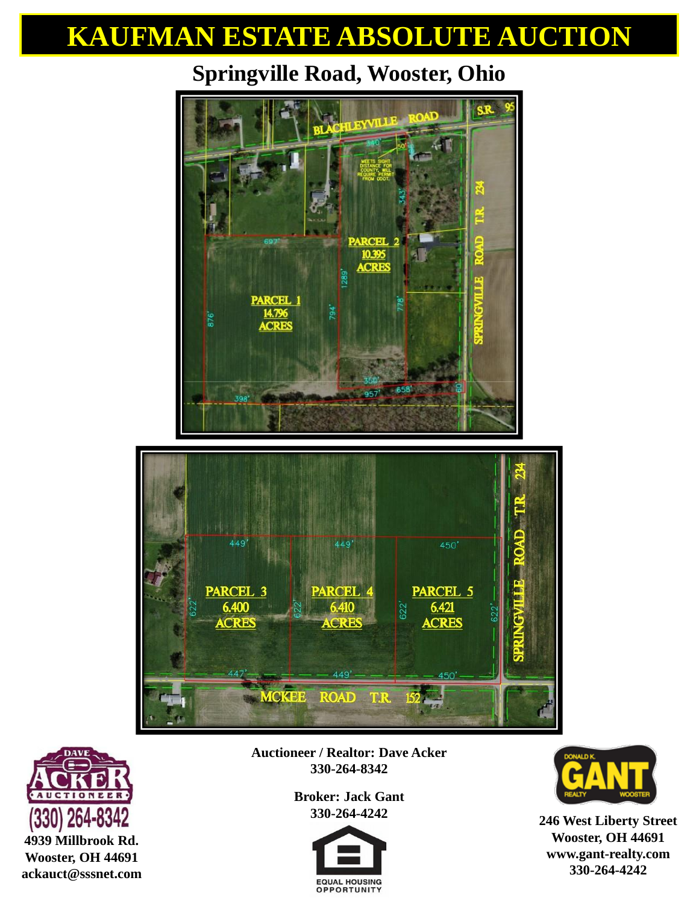# KAUFMAN ESTATE ABSOLUTE AUCTION

## Springville Road, Wooster, Ohio

BLACHLEYVILLE ROAD

S.R. 95

SPRINGVILLE ROAD T.R. 234

MEETS SIGHT DISTANCE FOR COUNTY, WILL REQUIRE PERMIT FROM ODOT.

PARCEL 1
14.796
ACRES

PARCEL 2
10.395
ACRES

340'
50'
343'
697'
1289'
876'
794'
778'
350'
957'
658'
398'
60'

PARCEL 3
6.400
ACRES

PARCEL 4
6.410
ACRES

PARCEL 5
6.421
ACRES

449'
449'
450'
622'
622'
622'
622'
447'
449'
450'

MCKEE ROAD T.R. 152

DAVE ACKER AUCTIONEER
(330) 264-8342

**4939 Millbrook Rd.**
**Wooster, OH 44691**
**ackauct@sssnet.com**

**Auctioneer / Realtor: Dave Acker**
**330-264-8342**

**Broker: Jack Gant**
**330-264-4242**

EQUAL HOUSING OPPORTUNITY

DONALD K. GANT REALTY WOOSTER

**246 West Liberty Street**
**Wooster, OH 44691**
**www.gant-realty.com**
**330-264-4242**